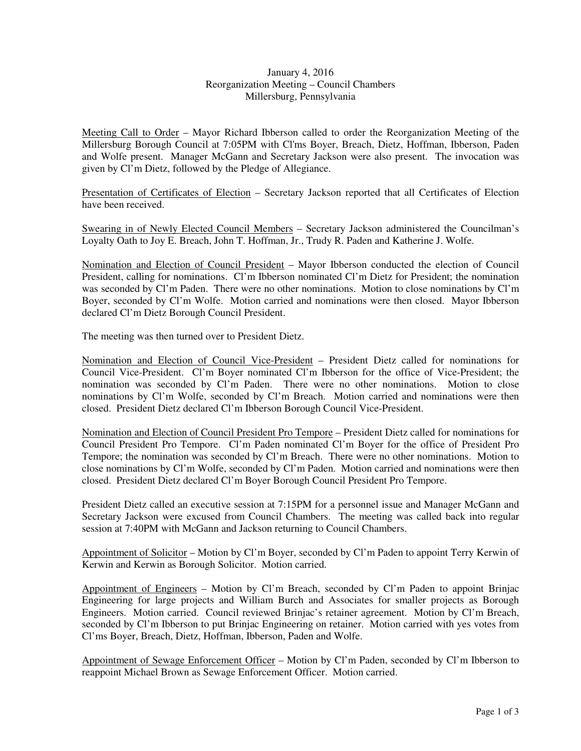January 4, 2016
Reorganization Meeting – Council Chambers
Millersburg, Pennsylvania

Meeting Call to Order – Mayor Richard Ibberson called to order the Reorganization Meeting of the Millersburg Borough Council at 7:05PM with Cl'ms Boyer, Breach, Dietz, Hoffman, Ibberson, Paden and Wolfe present. Manager McGann and Secretary Jackson were also present. The invocation was given by Cl'm Dietz, followed by the Pledge of Allegiance.

Presentation of Certificates of Election – Secretary Jackson reported that all Certificates of Election have been received.

Swearing in of Newly Elected Council Members – Secretary Jackson administered the Councilman's Loyalty Oath to Joy E. Breach, John T. Hoffman, Jr., Trudy R. Paden and Katherine J. Wolfe.

Nomination and Election of Council President – Mayor Ibberson conducted the election of Council President, calling for nominations. Cl'm Ibberson nominated Cl'm Dietz for President; the nomination was seconded by Cl'm Paden. There were no other nominations. Motion to close nominations by Cl'm Boyer, seconded by Cl'm Wolfe. Motion carried and nominations were then closed. Mayor Ibberson declared Cl'm Dietz Borough Council President.

The meeting was then turned over to President Dietz.

Nomination and Election of Council Vice-President – President Dietz called for nominations for Council Vice-President. Cl'm Boyer nominated Cl'm Ibberson for the office of Vice-President; the nomination was seconded by Cl'm Paden. There were no other nominations. Motion to close nominations by Cl'm Wolfe, seconded by Cl'm Breach. Motion carried and nominations were then closed. President Dietz declared Cl'm Ibberson Borough Council Vice-President.

Nomination and Election of Council President Pro Tempore – President Dietz called for nominations for Council President Pro Tempore. Cl'm Paden nominated Cl'm Boyer for the office of President Pro Tempore; the nomination was seconded by Cl'm Breach. There were no other nominations. Motion to close nominations by Cl'm Wolfe, seconded by Cl'm Paden. Motion carried and nominations were then closed. President Dietz declared Cl'm Boyer Borough Council President Pro Tempore.

President Dietz called an executive session at 7:15PM for a personnel issue and Manager McGann and Secretary Jackson were excused from Council Chambers. The meeting was called back into regular session at 7:40PM with McGann and Jackson returning to Council Chambers.

Appointment of Solicitor – Motion by Cl'm Boyer, seconded by Cl'm Paden to appoint Terry Kerwin of Kerwin and Kerwin as Borough Solicitor. Motion carried.

Appointment of Engineers – Motion by Cl'm Breach, seconded by Cl'm Paden to appoint Brinjac Engineering for large projects and William Burch and Associates for smaller projects as Borough Engineers. Motion carried. Council reviewed Brinjac's retainer agreement. Motion by Cl'm Breach, seconded by Cl'm Ibberson to put Brinjac Engineering on retainer. Motion carried with yes votes from Cl'ms Boyer, Breach, Dietz, Hoffman, Ibberson, Paden and Wolfe.

Appointment of Sewage Enforcement Officer – Motion by Cl'm Paden, seconded by Cl'm Ibberson to reappoint Michael Brown as Sewage Enforcement Officer. Motion carried.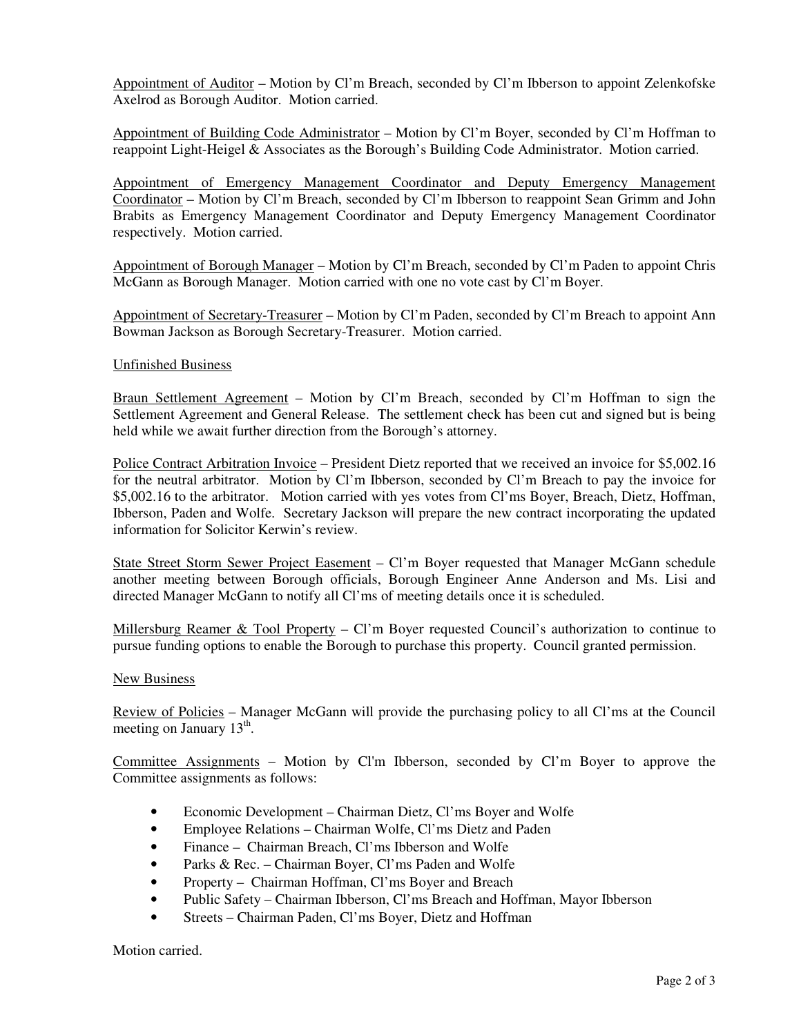Appointment of Auditor – Motion by Cl'm Breach, seconded by Cl'm Ibberson to appoint Zelenkofske Axelrod as Borough Auditor. Motion carried.

Appointment of Building Code Administrator – Motion by Cl'm Boyer, seconded by Cl'm Hoffman to reappoint Light-Heigel & Associates as the Borough's Building Code Administrator. Motion carried.

Appointment of Emergency Management Coordinator and Deputy Emergency Management Coordinator – Motion by Cl'm Breach, seconded by Cl'm Ibberson to reappoint Sean Grimm and John Brabits as Emergency Management Coordinator and Deputy Emergency Management Coordinator respectively. Motion carried.

Appointment of Borough Manager – Motion by Cl'm Breach, seconded by Cl'm Paden to appoint Chris McGann as Borough Manager. Motion carried with one no vote cast by Cl'm Boyer.

Appointment of Secretary-Treasurer – Motion by Cl'm Paden, seconded by Cl'm Breach to appoint Ann Bowman Jackson as Borough Secretary-Treasurer. Motion carried.

Unfinished Business

Braun Settlement Agreement – Motion by Cl'm Breach, seconded by Cl'm Hoffman to sign the Settlement Agreement and General Release. The settlement check has been cut and signed but is being held while we await further direction from the Borough's attorney.

Police Contract Arbitration Invoice – President Dietz reported that we received an invoice for $5,002.16 for the neutral arbitrator. Motion by Cl'm Ibberson, seconded by Cl'm Breach to pay the invoice for $5,002.16 to the arbitrator. Motion carried with yes votes from Cl'ms Boyer, Breach, Dietz, Hoffman, Ibberson, Paden and Wolfe. Secretary Jackson will prepare the new contract incorporating the updated information for Solicitor Kerwin's review.

State Street Storm Sewer Project Easement – Cl'm Boyer requested that Manager McGann schedule another meeting between Borough officials, Borough Engineer Anne Anderson and Ms. Lisi and directed Manager McGann to notify all Cl'ms of meeting details once it is scheduled.

Millersburg Reamer & Tool Property – Cl'm Boyer requested Council's authorization to continue to pursue funding options to enable the Borough to purchase this property. Council granted permission.

New Business

Review of Policies – Manager McGann will provide the purchasing policy to all Cl'ms at the Council meeting on January 13th.

Committee Assignments – Motion by Cl'm Ibberson, seconded by Cl'm Boyer to approve the Committee assignments as follows:

- Economic Development – Chairman Dietz, Cl'ms Boyer and Wolfe
- Employee Relations – Chairman Wolfe, Cl'ms Dietz and Paden
- Finance – Chairman Breach, Cl'ms Ibberson and Wolfe
- Parks & Rec. – Chairman Boyer, Cl'ms Paden and Wolfe
- Property – Chairman Hoffman, Cl'ms Boyer and Breach
- Public Safety – Chairman Ibberson, Cl'ms Breach and Hoffman, Mayor Ibberson
- Streets – Chairman Paden, Cl'ms Boyer, Dietz and Hoffman

Motion carried.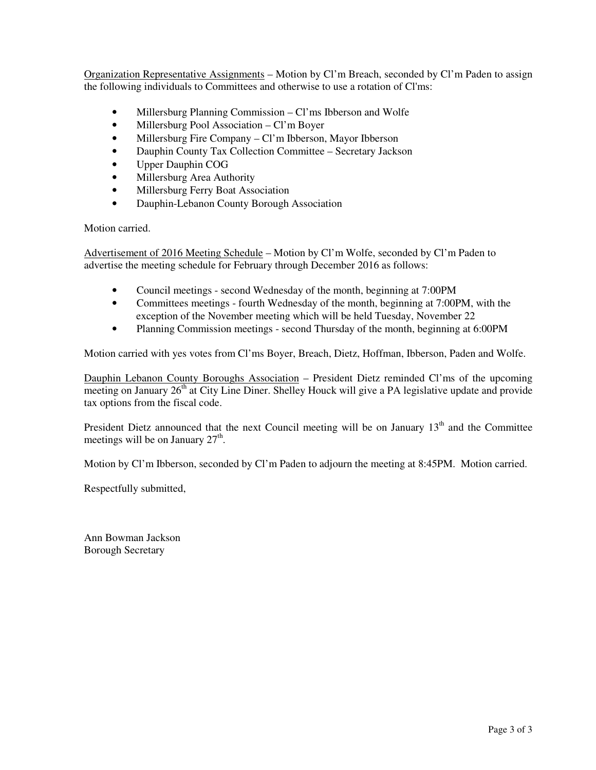Organization Representative Assignments – Motion by Cl'm Breach, seconded by Cl'm Paden to assign the following individuals to Committees and otherwise to use a rotation of Cl'ms:

- Millersburg Planning Commission – Cl'ms Ibberson and Wolfe
- Millersburg Pool Association – Cl'm Boyer
- Millersburg Fire Company – Cl'm Ibberson, Mayor Ibberson
- Dauphin County Tax Collection Committee – Secretary Jackson
- Upper Dauphin COG
- Millersburg Area Authority
- Millersburg Ferry Boat Association
- Dauphin-Lebanon County Borough Association

Motion carried.

Advertisement of 2016 Meeting Schedule – Motion by Cl'm Wolfe, seconded by Cl'm Paden to advertise the meeting schedule for February through December 2016 as follows:

- Council meetings - second Wednesday of the month, beginning at 7:00PM
- Committees meetings - fourth Wednesday of the month, beginning at 7:00PM, with the exception of the November meeting which will be held Tuesday, November 22
- Planning Commission meetings - second Thursday of the month, beginning at 6:00PM

Motion carried with yes votes from Cl'ms Boyer, Breach, Dietz, Hoffman, Ibberson, Paden and Wolfe.

Dauphin Lebanon County Boroughs Association – President Dietz reminded Cl'ms of the upcoming meeting on January 26th at City Line Diner. Shelley Houck will give a PA legislative update and provide tax options from the fiscal code.

President Dietz announced that the next Council meeting will be on January 13th and the Committee meetings will be on January 27th.

Motion by Cl'm Ibberson, seconded by Cl'm Paden to adjourn the meeting at 8:45PM. Motion carried.

Respectfully submitted,

Ann Bowman Jackson
Borough Secretary